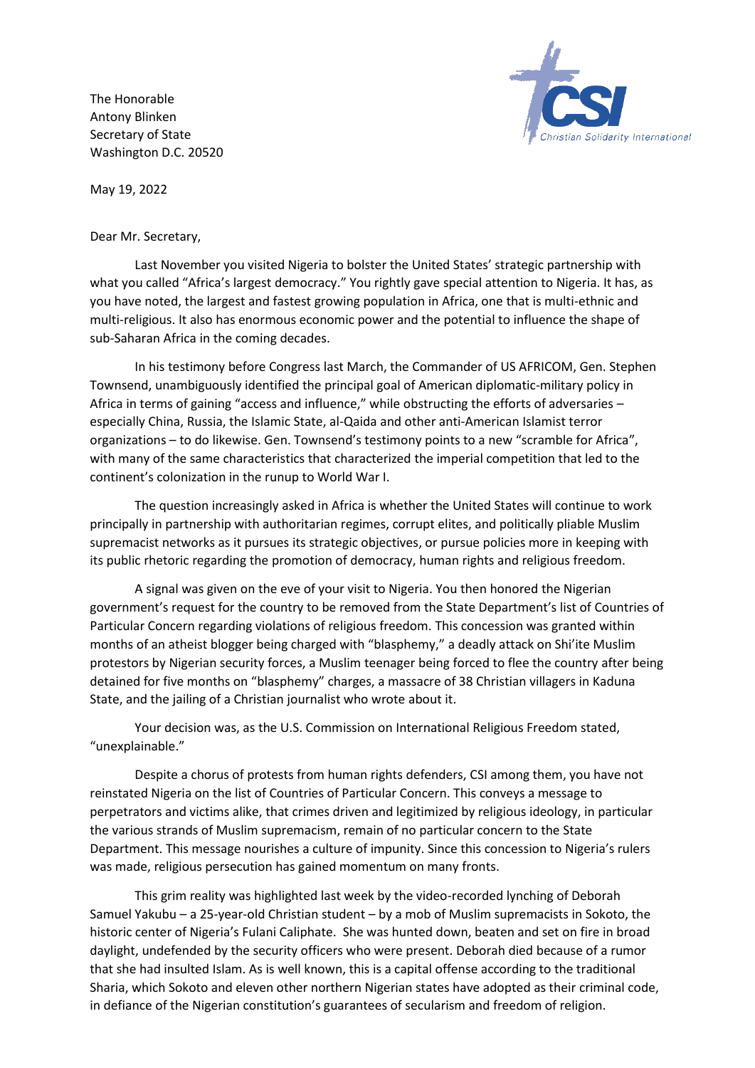The Honorable
Antony Blinken
Secretary of State
Washington D.C. 20520

May 19, 2022

Dear Mr. Secretary,

Last November you visited Nigeria to bolster the United States' strategic partnership with what you called "Africa's largest democracy." You rightly gave special attention to Nigeria. It has, as you have noted, the largest and fastest growing population in Africa, one that is multi-ethnic and multi-religious. It also has enormous economic power and the potential to influence the shape of sub-Saharan Africa in the coming decades.

In his testimony before Congress last March, the Commander of US AFRICOM, Gen. Stephen Townsend, unambiguously identified the principal goal of American diplomatic-military policy in Africa in terms of gaining "access and influence," while obstructing the efforts of adversaries – especially China, Russia, the Islamic State, al-Qaida and other anti-American Islamist terror organizations – to do likewise. Gen. Townsend's testimony points to a new "scramble for Africa", with many of the same characteristics that characterized the imperial competition that led to the continent's colonization in the runup to World War I.

The question increasingly asked in Africa is whether the United States will continue to work principally in partnership with authoritarian regimes, corrupt elites, and politically pliable Muslim supremacist networks as it pursues its strategic objectives, or pursue policies more in keeping with its public rhetoric regarding the promotion of democracy, human rights and religious freedom.

A signal was given on the eve of your visit to Nigeria. You then honored the Nigerian government's request for the country to be removed from the State Department's list of Countries of Particular Concern regarding violations of religious freedom. This concession was granted within months of an atheist blogger being charged with "blasphemy," a deadly attack on Shi'ite Muslim protestors by Nigerian security forces, a Muslim teenager being forced to flee the country after being detained for five months on "blasphemy" charges, a massacre of 38 Christian villagers in Kaduna State, and the jailing of a Christian journalist who wrote about it.

Your decision was, as the U.S. Commission on International Religious Freedom stated, "unexplainable."

Despite a chorus of protests from human rights defenders, CSI among them, you have not reinstated Nigeria on the list of Countries of Particular Concern. This conveys a message to perpetrators and victims alike, that crimes driven and legitimized by religious ideology, in particular the various strands of Muslim supremacism, remain of no particular concern to the State Department. This message nourishes a culture of impunity. Since this concession to Nigeria's rulers was made, religious persecution has gained momentum on many fronts.

This grim reality was highlighted last week by the video-recorded lynching of Deborah Samuel Yakubu – a 25-year-old Christian student – by a mob of Muslim supremacists in Sokoto, the historic center of Nigeria's Fulani Caliphate. She was hunted down, beaten and set on fire in broad daylight, undefended by the security officers who were present. Deborah died because of a rumor that she had insulted Islam. As is well known, this is a capital offense according to the traditional Sharia, which Sokoto and eleven other northern Nigerian states have adopted as their criminal code, in defiance of the Nigerian constitution's guarantees of secularism and freedom of religion.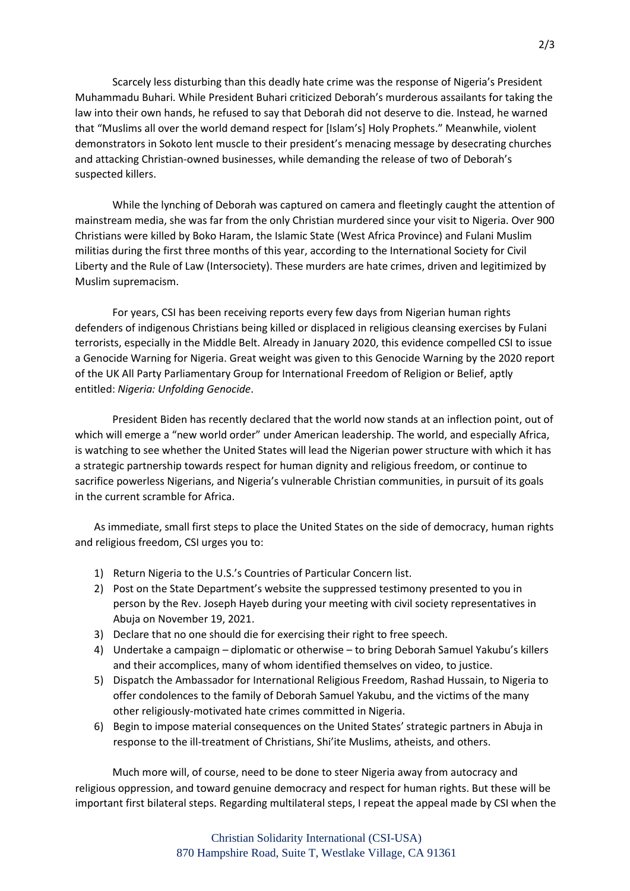Scarcely less disturbing than this deadly hate crime was the response of Nigeria's President Muhammadu Buhari. While President Buhari criticized Deborah's murderous assailants for taking the law into their own hands, he refused to say that Deborah did not deserve to die. Instead, he warned that "Muslims all over the world demand respect for [Islam's] Holy Prophets." Meanwhile, violent demonstrators in Sokoto lent muscle to their president's menacing message by desecrating churches and attacking Christian-owned businesses, while demanding the release of two of Deborah's suspected killers.

While the lynching of Deborah was captured on camera and fleetingly caught the attention of mainstream media, she was far from the only Christian murdered since your visit to Nigeria. Over 900 Christians were killed by Boko Haram, the Islamic State (West Africa Province) and Fulani Muslim militias during the first three months of this year, according to the International Society for Civil Liberty and the Rule of Law (Intersociety). These murders are hate crimes, driven and legitimized by Muslim supremacism.

For years, CSI has been receiving reports every few days from Nigerian human rights defenders of indigenous Christians being killed or displaced in religious cleansing exercises by Fulani terrorists, especially in the Middle Belt. Already in January 2020, this evidence compelled CSI to issue a Genocide Warning for Nigeria. Great weight was given to this Genocide Warning by the 2020 report of the UK All Party Parliamentary Group for International Freedom of Religion or Belief, aptly entitled: *Nigeria: Unfolding Genocide*.

President Biden has recently declared that the world now stands at an inflection point, out of which will emerge a "new world order" under American leadership. The world, and especially Africa, is watching to see whether the United States will lead the Nigerian power structure with which it has a strategic partnership towards respect for human dignity and religious freedom, or continue to sacrifice powerless Nigerians, and Nigeria's vulnerable Christian communities, in pursuit of its goals in the current scramble for Africa.

As immediate, small first steps to place the United States on the side of democracy, human rights and religious freedom, CSI urges you to:

1) Return Nigeria to the U.S.'s Countries of Particular Concern list.
2) Post on the State Department's website the suppressed testimony presented to you in person by the Rev. Joseph Hayeb during your meeting with civil society representatives in Abuja on November 19, 2021.
3) Declare that no one should die for exercising their right to free speech.
4) Undertake a campaign – diplomatic or otherwise – to bring Deborah Samuel Yakubu's killers and their accomplices, many of whom identified themselves on video, to justice.
5) Dispatch the Ambassador for International Religious Freedom, Rashad Hussain, to Nigeria to offer condolences to the family of Deborah Samuel Yakubu, and the victims of the many other religiously-motivated hate crimes committed in Nigeria.
6) Begin to impose material consequences on the United States' strategic partners in Abuja in response to the ill-treatment of Christians, Shi'ite Muslims, atheists, and others.

Much more will, of course, need to be done to steer Nigeria away from autocracy and religious oppression, and toward genuine democracy and respect for human rights. But these will be important first bilateral steps. Regarding multilateral steps, I repeat the appeal made by CSI when the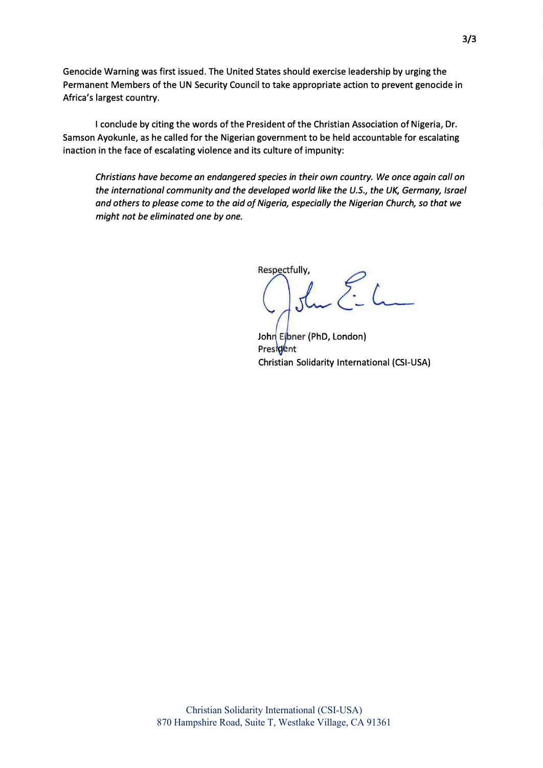Genocide Warning was first issued. The United States should exercise leadership by urging the Permanent Members of the UN Security Council to take appropriate action to prevent genocide in Africa's largest country.

I conclude by citing the words of the President of the Christian Association of Nigeria, Dr. Samson Ayokunle, as he called for the Nigerian government to be held accountable for escalating inaction in the face of escalating violence and its culture of impunity:

> *Christians have become an endangered species in their own country. We once again call on the international community and the developed world like the U.S., the UK, Germany, Israel and others to please come to the aid of Nigeria, especially the Nigerian Church, so that we might not be eliminated one by one.*

Respectfully,

John Eibner (PhD, London)
President
Christian Solidarity International (CSI-USA)

Christian Solidarity International (CSI-USA)
870 Hampshire Road, Suite T, Westlake Village, CA 91361